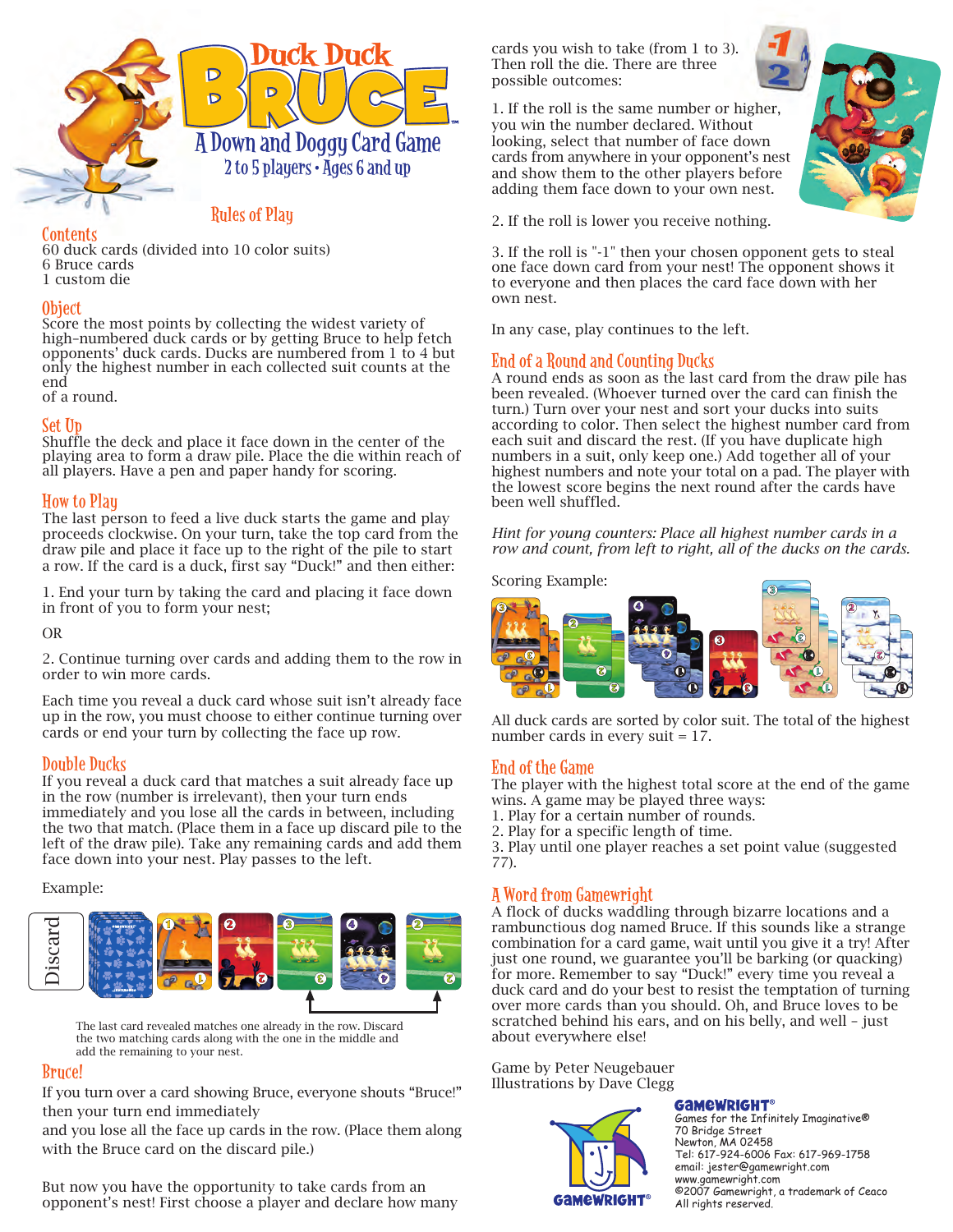# Duck Duck BRUCE™

## A Down and Doggy Card Game

2 to 5 players • Ages 6 and up

### Rules of Play

## Contents

60 duck cards (divided into 10 color suits)
6 Bruce cards
1 custom die

## Object

Score the most points by collecting the widest variety of high-numbered duck cards or by getting Bruce to help fetch opponents' duck cards. Ducks are numbered from 1 to 4 but only the highest number in each collected suit counts at the end
of a round.

## Set Up

Shuffle the deck and place it face down in the center of the playing area to form a draw pile. Place the die within reach of all players. Have a pen and paper handy for scoring.

## How to Play

The last person to feed a live duck starts the game and play proceeds clockwise. On your turn, take the top card from the draw pile and place it face up to the right of the pile to start a row. If the card is a duck, first say "Duck!" and then either:

1. End your turn by taking the card and placing it face down in front of you to form your nest;

OR

2. Continue turning over cards and adding them to the row in order to win more cards.

Each time you reveal a duck card whose suit isn't already face up in the row, you must choose to either continue turning over cards or end your turn by collecting the face up row.

## Double Ducks

If you reveal a duck card that matches a suit already face up in the row (number is irrelevant), then your turn ends immediately and you lose all the cards in between, including the two that match. (Place them in a face up discard pile to the left of the draw pile). Take any remaining cards and add them face down into your nest. Play passes to the left.

Example:

Discard

The last card revealed matches one already in the row. Discard the two matching cards along with the one in the middle and add the remaining to your nest.

## Bruce!

If you turn over a card showing Bruce, everyone shouts "Bruce!" then your turn end immediately
and you lose all the face up cards in the row. (Place them along with the Bruce card on the discard pile.)

But now you have the opportunity to take cards from an opponent's nest! First choose a player and declare how many cards you wish to take (from 1 to 3). Then roll the die. There are three possible outcomes:

1. If the roll is the same number or higher, you win the number declared. Without looking, select that number of face down cards from anywhere in your opponent's nest and show them to the other players before adding them face down to your own nest.

2. If the roll is lower you receive nothing.

3. If the roll is "-1" then your chosen opponent gets to steal one face down card from your nest! The opponent shows it to everyone and then places the card face down with her own nest.

In any case, play continues to the left.

## End of a Round and Counting Ducks

A round ends as soon as the last card from the draw pile has been revealed. (Whoever turned over the card can finish the turn.) Turn over your nest and sort your ducks into suits according to color. Then select the highest number card from each suit and discard the rest. (If you have duplicate high numbers in a suit, only keep one.) Add together all of your highest numbers and note your total on a pad. The player with the lowest score begins the next round after the cards have been well shuffled.

*Hint for young counters: Place all highest number cards in a row and count, from left to right, all of the ducks on the cards.*

Scoring Example:

All duck cards are sorted by color suit. The total of the highest number cards in every suit = 17.

## End of the Game

The player with the highest total score at the end of the game wins. A game may be played three ways:
1. Play for a certain number of rounds.
2. Play for a specific length of time.
3. Play until one player reaches a set point value (suggested 77).

## A Word from Gamewright

A flock of ducks waddling through bizarre locations and a rambunctious dog named Bruce. If this sounds like a strange combination for a card game, wait until you give it a try! After just one round, we guarantee you'll be barking (or quacking) for more. Remember to say "Duck!" every time you reveal a duck card and do your best to resist the temptation of turning over more cards than you should. Oh, and Bruce loves to be scratched behind his ears, and on his belly, and well – just about everywhere else!

Game by Peter Neugebauer
Illustrations by Dave Clegg

GAMEWRIGHT®
Games for the Infinitely Imaginative®
70 Bridge Street
Newton, MA 02458
Tel: 617-924-6006 Fax: 617-969-1758
email: jester@gamewright.com
www.gamewright.com
©2007 Gamewright, a trademark of Ceaco
All rights reserved.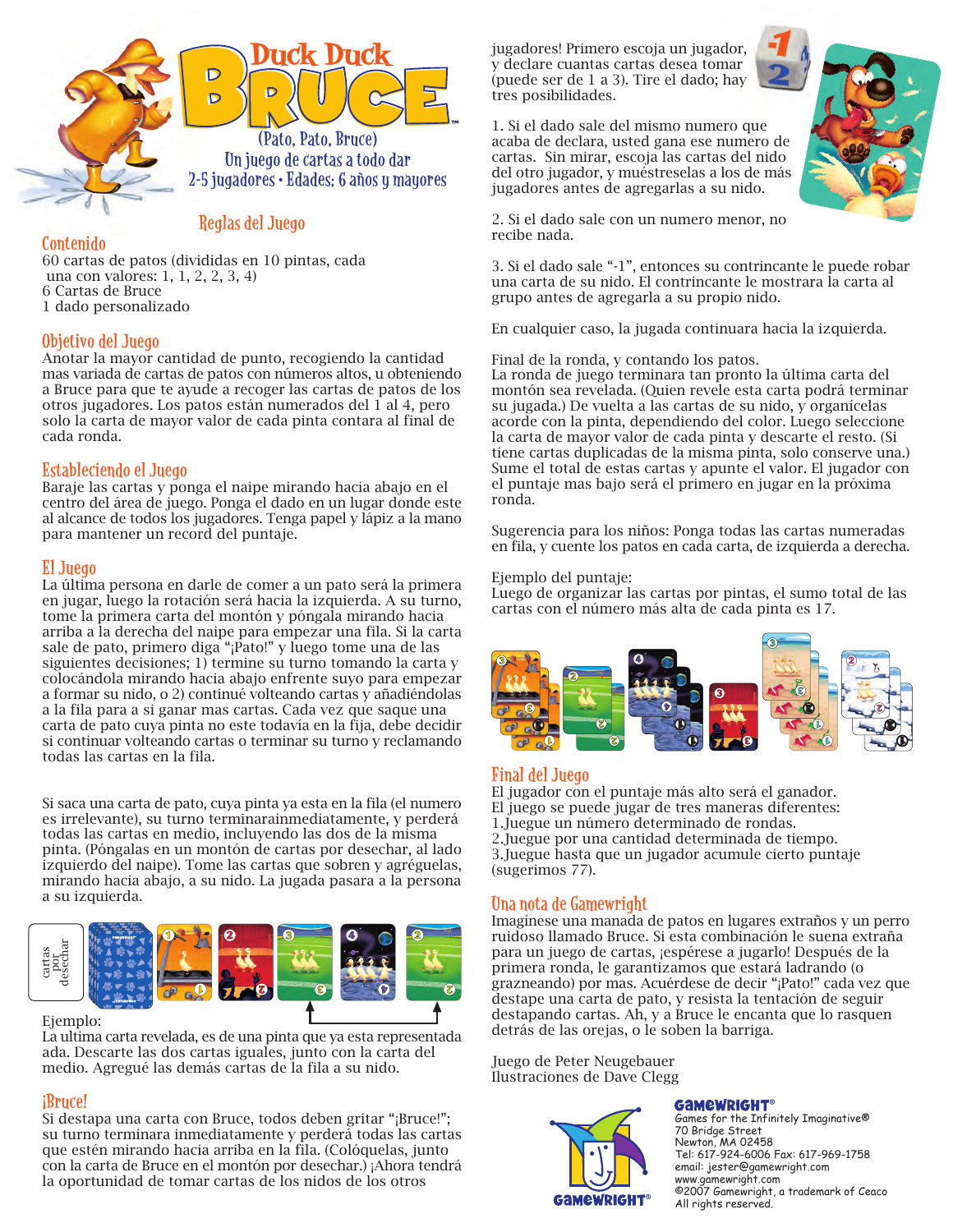# Duck Duck BRUCE

(Pato, Pato, Bruce)
Un juego de cartas a todo dar
2-5 jugadores • Edades: 6 años y mayores

## Reglas del Juego

### Contenido

60 cartas de patos (divididas en 10 pintas, cada una con valores: 1, 1, 2, 2, 3, 4)
6 Cartas de Bruce
1 dado personalizado

### Objetivo del Juego

Anotar la mayor cantidad de punto, recogiendo la cantidad mas variada de cartas de patos con números altos, u obteniendo a Bruce para que te ayude a recoger las cartas de patos de los otros jugadores. Los patos están numerados del 1 al 4, pero solo la carta de mayor valor de cada pinta contara al final de cada ronda.

### Estableciendo el Juego

Baraje las cartas y ponga el naipe mirando hacia abajo en el centro del área de juego. Ponga el dado en un lugar donde este al alcance de todos los jugadores. Tenga papel y lápiz a la mano para mantener un record del puntaje.

### El Juego

La última persona en darle de comer a un pato será la primera en jugar, luego la rotación será hacia la izquierda. A su turno, tome la primera carta del montón y póngala mirando hacia arriba a la derecha del naipe para empezar una fila. Si la carta sale de pato, primero diga "¡Pato!" y luego tome una de las siguientes decisiones; 1) termine su turno tomando la carta y colocándola mirando hacia abajo enfrente suyo para empezar a formar su nido, o 2) continué volteando cartas y añadiéndolas a la fila para a si ganar mas cartas. Cada vez que saque una carta de pato cuya pinta no este todavía en la fija, debe decidir si continuar volteando cartas o terminar su turno y reclamando todas las cartas en la fila.

Si saca una carta de pato, cuya pinta ya esta en la fila (el numero es irrelevante), su turno terminarainmediatamente, y perderá todas las cartas en medio, incluyendo las dos de la misma pinta. (Póngalas en un montón de cartas por desechar, al lado izquierdo del naipe). Tome las cartas que sobren y agréguelas, mirando hacia abajo, a su nido. La jugada pasara a la persona a su izquierda.

cartas por desechar

Ejemplo:
La ultima carta revelada, es de una pinta que ya esta representada ada. Descarte las dos cartas iguales, junto con la carta del medio. Agregué las demás cartas de la fila a su nido.

### ¡Bruce!

Si destapa una carta con Bruce, todos deben gritar "¡Bruce!"; su turno terminara inmediatamente y perderá todas las cartas que estén mirando hacia arriba en la fila. (Colóquelas, junto con la carta de Bruce en el montón por desechar.) ¡Ahora tendrá la oportunidad de tomar cartas de los nidos de los otros jugadores! Primero escoja un jugador, y declare cuantas cartas desea tomar (puede ser de 1 a 3). Tire el dado; hay tres posibilidades.

1. Si el dado sale del mismo numero que acaba de declara, usted gana ese numero de cartas. Sin mirar, escoja las cartas del nido del otro jugador, y muéstreselas a los de más jugadores antes de agregarlas a su nido.

2. Si el dado sale con un numero menor, no recibe nada.

3. Si el dado sale "-1", entonces su contrincante le puede robar una carta de su nido. El contrincante le mostrara la carta al grupo antes de agregarla a su propio nido.

En cualquier caso, la jugada continuara hacia la izquierda.

Final de la ronda, y contando los patos.
La ronda de juego terminara tan pronto la última carta del montón sea revelada. (Quien revele esta carta podrá terminar su jugada.) De vuelta a las cartas de su nido, y organícelas acorde con la pinta, dependiendo del color. Luego seleccione la carta de mayor valor de cada pinta y descarte el resto. (Si tiene cartas duplicadas de la misma pinta, solo conserve una.) Sume el total de estas cartas y apunte el valor. El jugador con el puntaje mas bajo será el primero en jugar en la próxima ronda.

Sugerencia para los niños: Ponga todas las cartas numeradas en fila, y cuente los patos en cada carta, de izquierda a derecha.

Ejemplo del puntaje:
Luego de organizar las cartas por pintas, el sumo total de las cartas con el número más alta de cada pinta es 17.

### Final del Juego

El jugador con el puntaje más alto será el ganador.
El juego se puede jugar de tres maneras diferentes:

1. Juegue un número determinado de rondas.
2. Juegue por una cantidad determinada de tiempo.
3. Juegue hasta que un jugador acumule cierto puntaje (sugerimos 77).

### Una nota de Gamewright

Imagínese una manada de patos en lugares extraños y un perro ruidoso llamado Bruce. Si esta combinación le suena extraña para un juego de cartas, ¡espérese a jugarlo! Después de la primera ronda, le garantizamos que estará ladrando (o graznеando) por mas. Acuérdese de decir "¡Pato!" cada vez que destape una carta de pato, y resista la tentación de seguir destapando cartas. Ah, y a Bruce le encanta que lo rasquen detrás de las orejas, o le soben la barriga.

Juego de Peter Neugebauer
Ilustraciones de Dave Clegg

GAMEWRIGHT®
Games for the Infinitely Imaginative®
70 Bridge Street
Newton, MA 02458
Tel: 617-924-6006 Fax: 617-969-1758
email: jester@gamewright.com
www.gamewright.com
©2007 Gamewright, a trademark of Ceaco
All rights reserved.